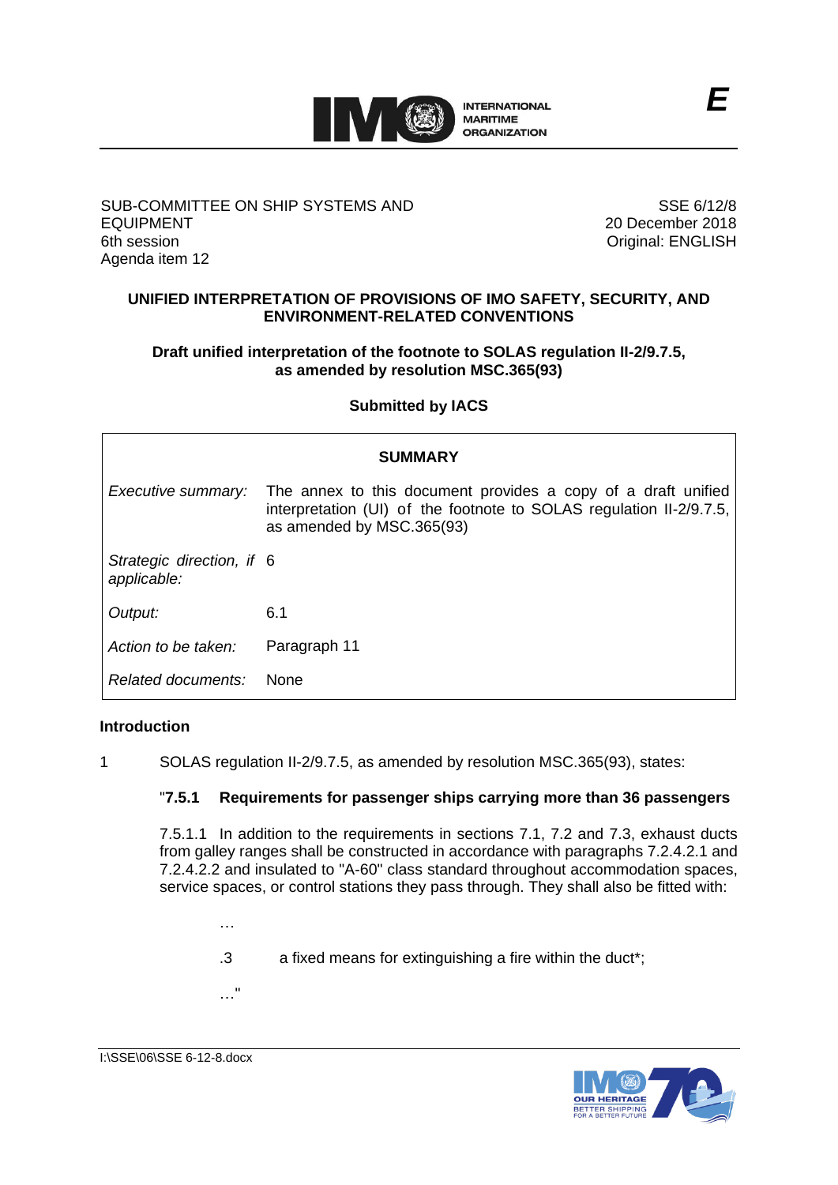E

SUB-COMMITTEE ON SHIP SYSTEMS AND EQUIPMENT
6th session
Agenda item 12

SSE 6/12/8
20 December 2018
Original: ENGLISH

## UNIFIED INTERPRETATION OF PROVISIONS OF IMO SAFETY, SECURITY, AND ENVIRONMENT-RELATED CONVENTIONS

### Draft unified interpretation of the footnote to SOLAS regulation II-2/9.7.5, as amended by resolution MSC.365(93)

**Submitted by IACS**

| SUMMARY | |
|---|---|
| *Executive summary:* | The annex to this document provides a copy of a draft unified interpretation (UI) of the footnote to SOLAS regulation II-2/9.7.5, as amended by MSC.365(93) |
| *Strategic direction, if applicable:* | 6 |
| *Output:* | 6.1 |
| *Action to be taken:* | Paragraph 11 |
| *Related documents:* | None |

## Introduction

1 SOLAS regulation II-2/9.7.5, as amended by resolution MSC.365(93), states:

"**7.5.1 Requirements for passenger ships carrying more than 36 passengers**

7.5.1.1 In addition to the requirements in sections 7.1, 7.2 and 7.3, exhaust ducts from galley ranges shall be constructed in accordance with paragraphs 7.2.4.2.1 and 7.2.4.2.2 and insulated to "A-60" class standard throughout accommodation spaces, service spaces, or control stations they pass through. They shall also be fitted with:

…

.3 a fixed means for extinguishing a fire within the duct*;

…"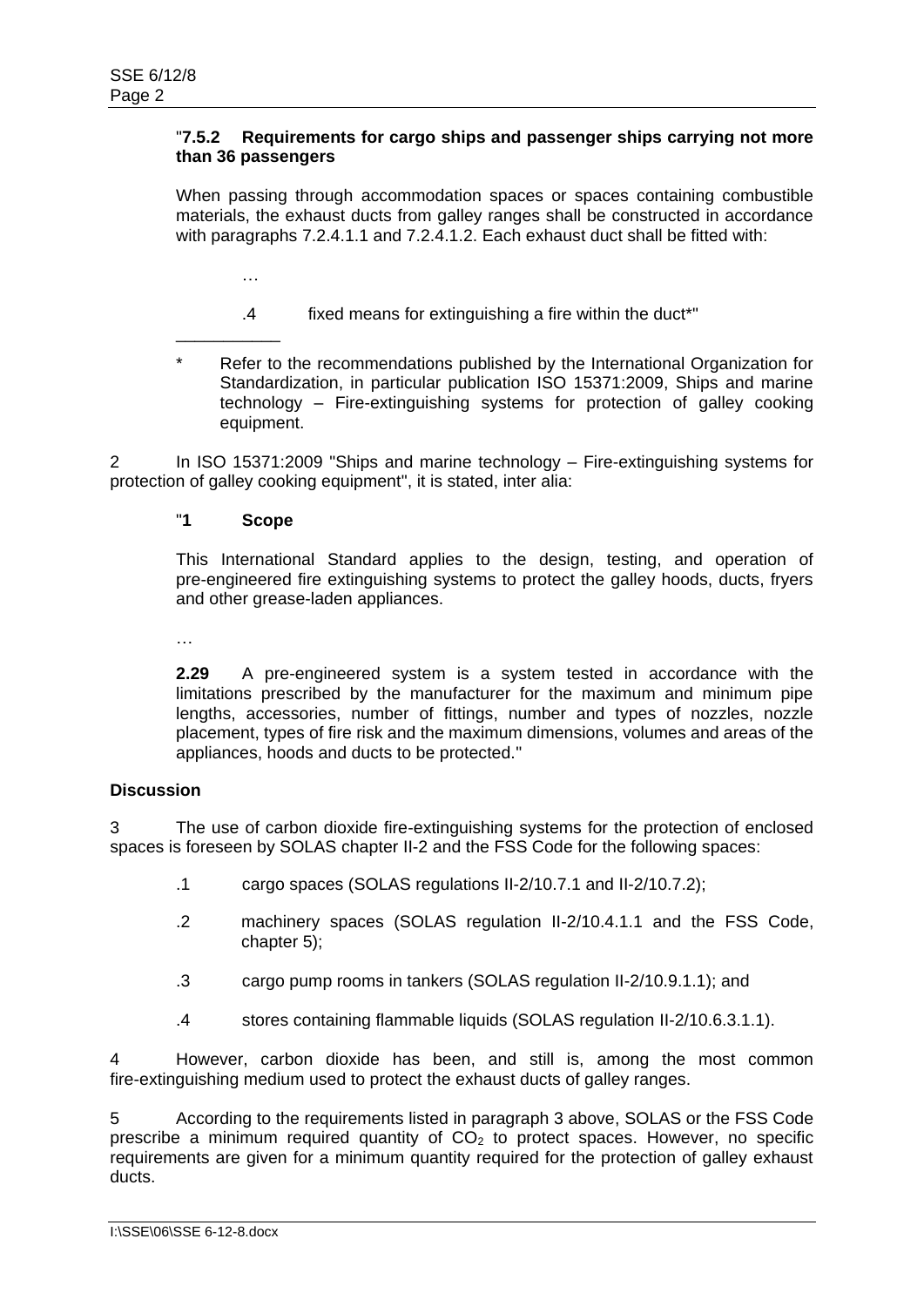"**7.5.2 Requirements for cargo ships and passenger ships carrying not more than 36 passengers**

When passing through accommodation spaces or spaces containing combustible materials, the exhaust ducts from galley ranges shall be constructed in accordance with paragraphs 7.2.4.1.1 and 7.2.4.1.2. Each exhaust duct shall be fitted with:

…

.4 fixed means for extinguishing a fire within the duct*"

___________

\* Refer to the recommendations published by the International Organization for Standardization, in particular publication ISO 15371:2009, Ships and marine technology – Fire-extinguishing systems for protection of galley cooking equipment.

2 In ISO 15371:2009 "Ships and marine technology – Fire-extinguishing systems for protection of galley cooking equipment", it is stated, inter alia:

"**1 Scope**

This International Standard applies to the design, testing, and operation of pre-engineered fire extinguishing systems to protect the galley hoods, ducts, fryers and other grease-laden appliances.

…

**2.29** A pre-engineered system is a system tested in accordance with the limitations prescribed by the manufacturer for the maximum and minimum pipe lengths, accessories, number of fittings, number and types of nozzles, nozzle placement, types of fire risk and the maximum dimensions, volumes and areas of the appliances, hoods and ducts to be protected."

**Discussion**

3 The use of carbon dioxide fire-extinguishing systems for the protection of enclosed spaces is foreseen by SOLAS chapter II-2 and the FSS Code for the following spaces:

.1 cargo spaces (SOLAS regulations II-2/10.7.1 and II-2/10.7.2);

.2 machinery spaces (SOLAS regulation II-2/10.4.1.1 and the FSS Code, chapter 5);

.3 cargo pump rooms in tankers (SOLAS regulation II-2/10.9.1.1); and

.4 stores containing flammable liquids (SOLAS regulation II-2/10.6.3.1.1).

4 However, carbon dioxide has been, and still is, among the most common fire-extinguishing medium used to protect the exhaust ducts of galley ranges.

5 According to the requirements listed in paragraph 3 above, SOLAS or the FSS Code prescribe a minimum required quantity of $CO_2$ to protect spaces. However, no specific requirements are given for a minimum quantity required for the protection of galley exhaust ducts.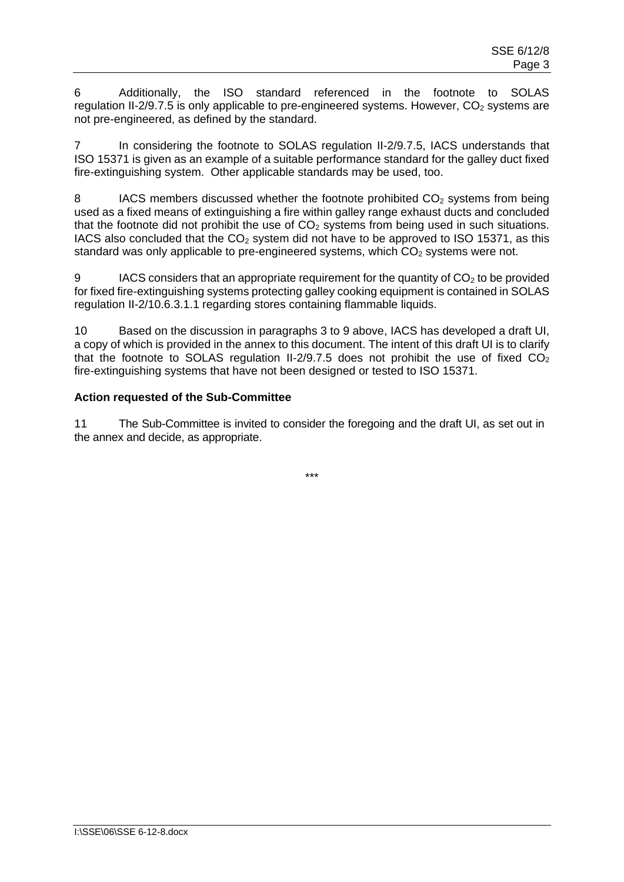6 Additionally, the ISO standard referenced in the footnote to SOLAS regulation II-2/9.7.5 is only applicable to pre-engineered systems. However, $CO_2$ systems are not pre-engineered, as defined by the standard.

7 In considering the footnote to SOLAS regulation II-2/9.7.5, IACS understands that ISO 15371 is given as an example of a suitable performance standard for the galley duct fixed fire-extinguishing system. Other applicable standards may be used, too.

8 IACS members discussed whether the footnote prohibited $CO_2$ systems from being used as a fixed means of extinguishing a fire within galley range exhaust ducts and concluded that the footnote did not prohibit the use of $CO_2$ systems from being used in such situations. IACS also concluded that the $CO_2$ system did not have to be approved to ISO 15371, as this standard was only applicable to pre-engineered systems, which $CO_2$ systems were not.

9 IACS considers that an appropriate requirement for the quantity of $CO_2$ to be provided for fixed fire-extinguishing systems protecting galley cooking equipment is contained in SOLAS regulation II-2/10.6.3.1.1 regarding stores containing flammable liquids.

10 Based on the discussion in paragraphs 3 to 9 above, IACS has developed a draft UI, a copy of which is provided in the annex to this document. The intent of this draft UI is to clarify that the footnote to SOLAS regulation II-2/9.7.5 does not prohibit the use of fixed $CO_2$ fire-extinguishing systems that have not been designed or tested to ISO 15371.

**Action requested of the Sub-Committee**

11 The Sub-Committee is invited to consider the foregoing and the draft UI, as set out in the annex and decide, as appropriate.

\*\*\*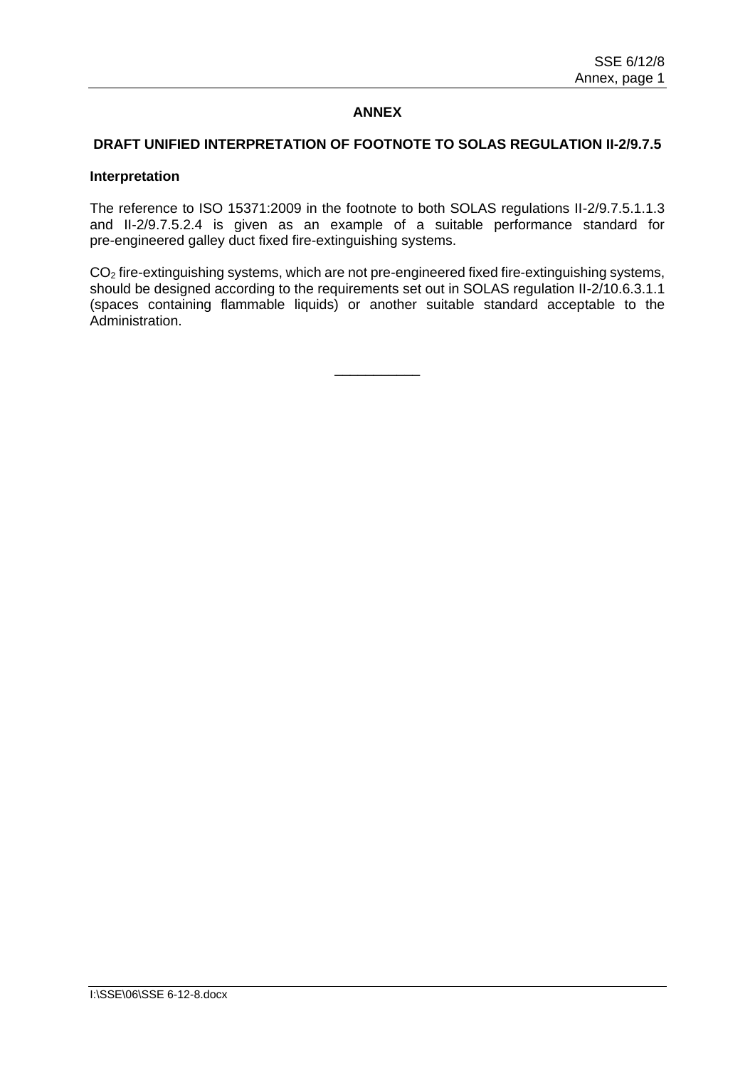# ANNEX

## DRAFT UNIFIED INTERPRETATION OF FOOTNOTE TO SOLAS REGULATION II-2/9.7.5

### Interpretation

The reference to ISO 15371:2009 in the footnote to both SOLAS regulations II-2/9.7.5.1.1.3 and II-2/9.7.5.2.4 is given as an example of a suitable performance standard for pre-engineered galley duct fixed fire-extinguishing systems.

$CO_2$ fire-extinguishing systems, which are not pre-engineered fixed fire-extinguishing systems, should be designed according to the requirements set out in SOLAS regulation II-2/10.6.3.1.1 (spaces containing flammable liquids) or another suitable standard acceptable to the Administration.

___________